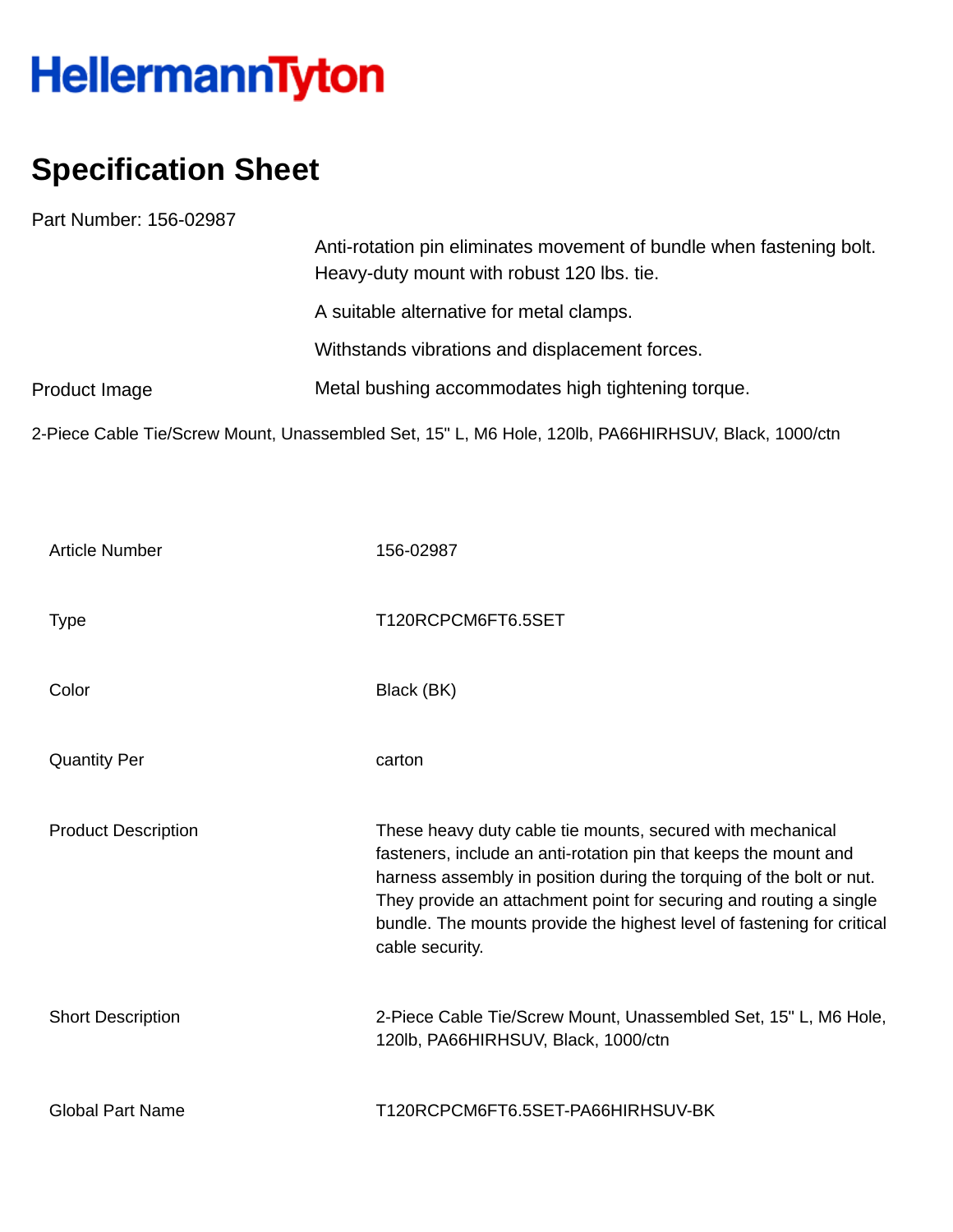HellermannTyton

# Specification Sheet

Part Number: 156-02987

Anti-rotation pin eliminates movement of bundle when fastening bolt. Heavy-duty mount with robust 120 lbs. tie.

A suitable alternative for metal clamps.

Withstands vibrations and displacement forces.

Product Image

Metal bushing accommodates high tightening torque.

2-Piece Cable Tie/Screw Mount, Unassembled Set, 15" L, M6 Hole, 120lb, PA66HIRHSUV, Black, 1000/ctn

| | |
|---|---|
| Article Number | 156-02987 |
| Type | T120RCPCM6FT6.5SET |
| Color | Black (BK) |
| Quantity Per | carton |
| Product Description | These heavy duty cable tie mounts, secured with mechanical fasteners, include an anti-rotation pin that keeps the mount and harness assembly in position during the torquing of the bolt or nut. They provide an attachment point for securing and routing a single bundle. The mounts provide the highest level of fastening for critical cable security. |
| Short Description | 2-Piece Cable Tie/Screw Mount, Unassembled Set, 15" L, M6 Hole, 120lb, PA66HIRHSUV, Black, 1000/ctn |
| Global Part Name | T120RCPCM6FT6.5SET-PA66HIRHSUV-BK |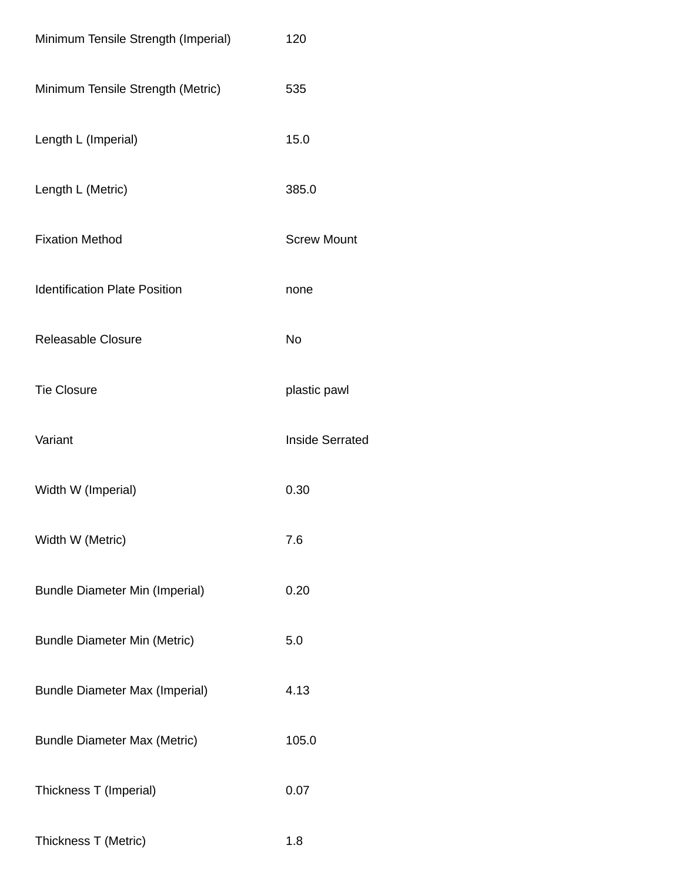| | |
|---|---|
| Minimum Tensile Strength (Imperial) | 120 |
| Minimum Tensile Strength (Metric) | 535 |
| Length L (Imperial) | 15.0 |
| Length L (Metric) | 385.0 |
| Fixation Method | Screw Mount |
| Identification Plate Position | none |
| Releasable Closure | No |
| Tie Closure | plastic pawl |
| Variant | Inside Serrated |
| Width W (Imperial) | 0.30 |
| Width W (Metric) | 7.6 |
| Bundle Diameter Min (Imperial) | 0.20 |
| Bundle Diameter Min (Metric) | 5.0 |
| Bundle Diameter Max (Imperial) | 4.13 |
| Bundle Diameter Max (Metric) | 105.0 |
| Thickness T (Imperial) | 0.07 |
| Thickness T (Metric) | 1.8 |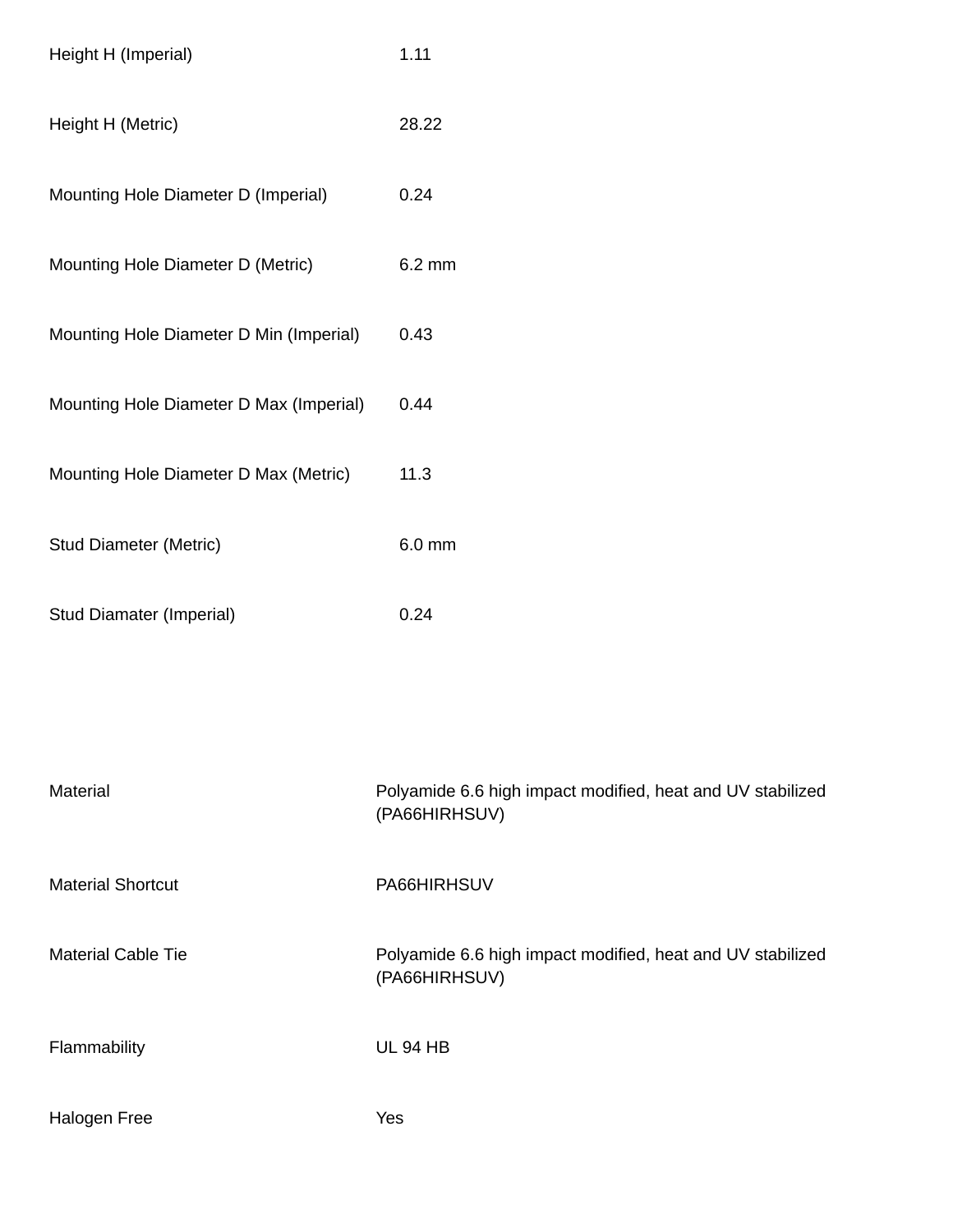| | |
|---|---|
| Height H (Imperial) | 1.11 |
| Height H (Metric) | 28.22 |
| Mounting Hole Diameter D (Imperial) | 0.24 |
| Mounting Hole Diameter D (Metric) | 6.2 mm |
| Mounting Hole Diameter D Min (Imperial) | 0.43 |
| Mounting Hole Diameter D Max (Imperial) | 0.44 |
| Mounting Hole Diameter D Max (Metric) | 11.3 |
| Stud Diameter (Metric) | 6.0 mm |
| Stud Diamater (Imperial) | 0.24 |

| | |
|---|---|
| Material | Polyamide 6.6 high impact modified, heat and UV stabilized (PA66HIRHSUV) |
| Material Shortcut | PA66HIRHSUV |
| Material Cable Tie | Polyamide 6.6 high impact modified, heat and UV stabilized (PA66HIRHSUV) |
| Flammability | UL 94 HB |
| Halogen Free | Yes |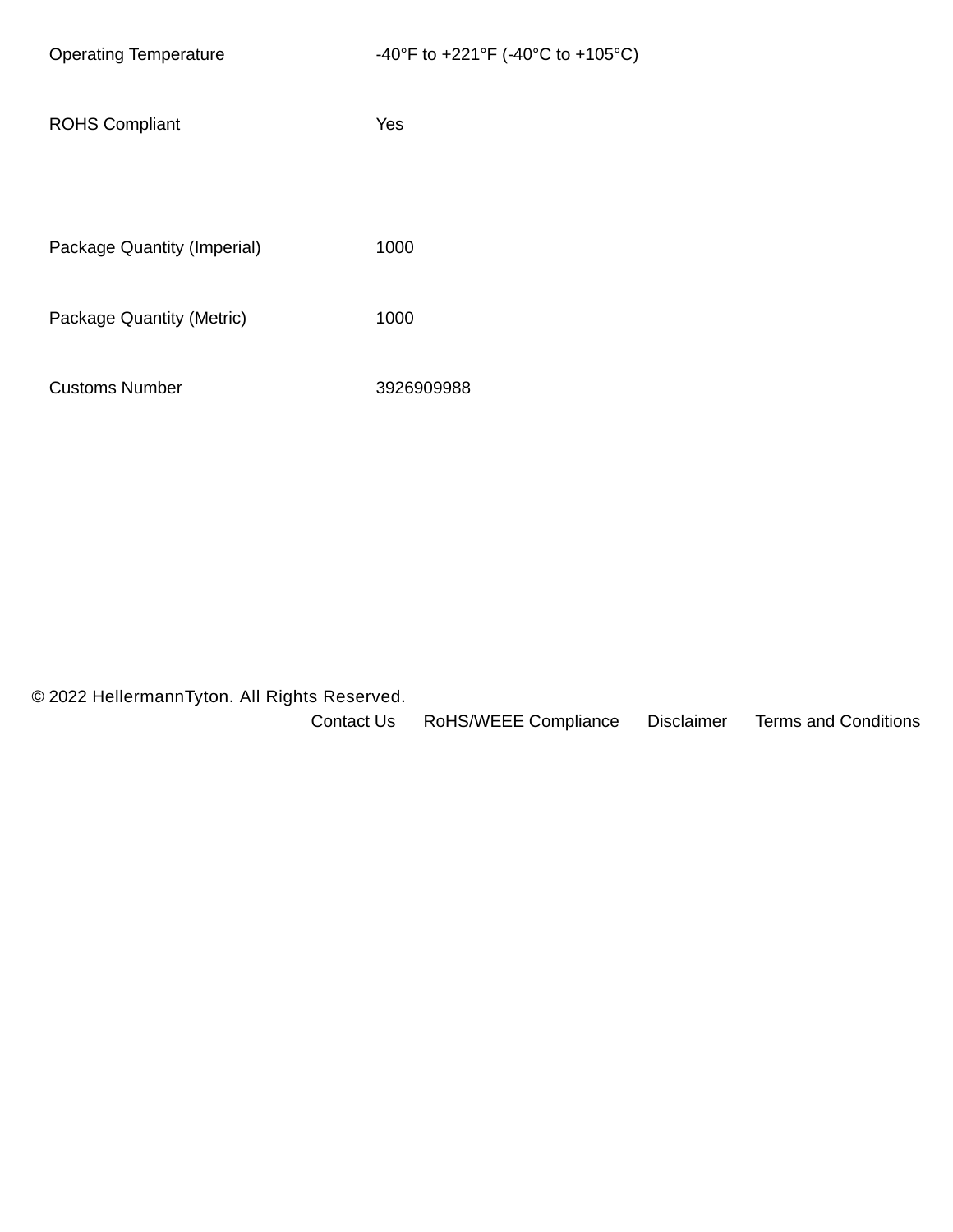| | |
|---|---|
| Operating Temperature | -40°F to +221°F (-40°C to +105°C) |
| ROHS Compliant | Yes |
| Package Quantity (Imperial) | 1000 |
| Package Quantity (Metric) | 1000 |
| Customs Number | 3926909988 |

© 2022 HellermannTyton. All Rights Reserved.

Contact Us RoHS/WEEE Compliance Disclaimer Terms and Conditions